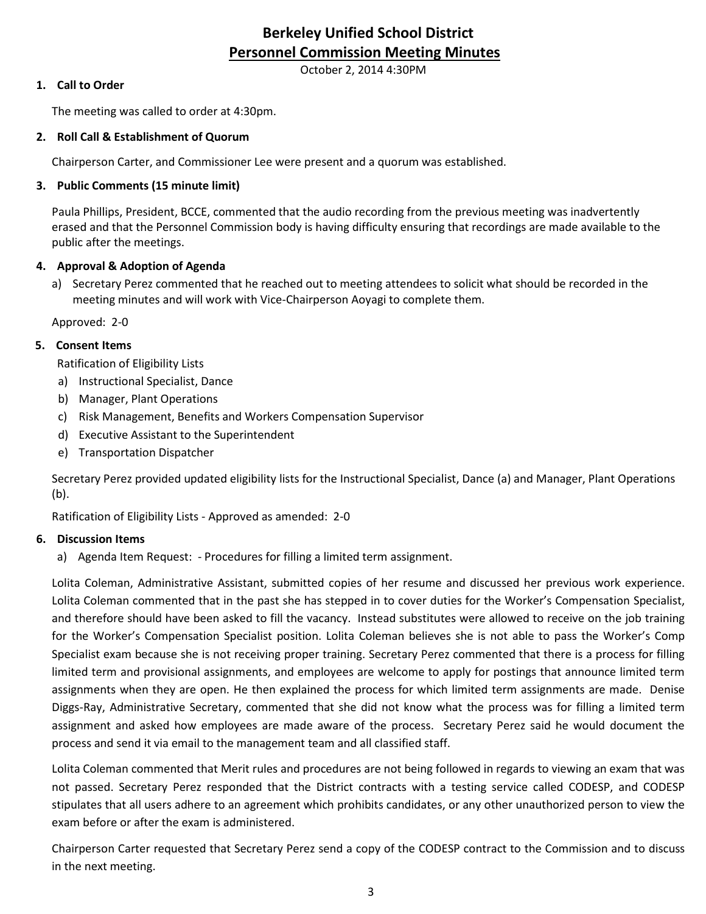# Berkeley Unified School District
## Personnel Commission Meeting Minutes

October 2, 2014 4:30PM

**1. Call to Order**

The meeting was called to order at 4:30pm.

**2. Roll Call & Establishment of Quorum**

Chairperson Carter, and Commissioner Lee were present and a quorum was established.

**3. Public Comments (15 minute limit)**

Paula Phillips, President, BCCE, commented that the audio recording from the previous meeting was inadvertently erased and that the Personnel Commission body is having difficulty ensuring that recordings are made available to the public after the meetings.

**4. Approval & Adoption of Agenda**

a) Secretary Perez commented that he reached out to meeting attendees to solicit what should be recorded in the meeting minutes and will work with Vice-Chairperson Aoyagi to complete them.

Approved: 2-0

**5. Consent Items**

Ratification of Eligibility Lists

a) Instructional Specialist, Dance
b) Manager, Plant Operations
c) Risk Management, Benefits and Workers Compensation Supervisor
d) Executive Assistant to the Superintendent
e) Transportation Dispatcher

Secretary Perez provided updated eligibility lists for the Instructional Specialist, Dance (a) and Manager, Plant Operations (b).

Ratification of Eligibility Lists - Approved as amended: 2-0

**6. Discussion Items**

a) Agenda Item Request: - Procedures for filling a limited term assignment.

Lolita Coleman, Administrative Assistant, submitted copies of her resume and discussed her previous work experience. Lolita Coleman commented that in the past she has stepped in to cover duties for the Worker's Compensation Specialist, and therefore should have been asked to fill the vacancy. Instead substitutes were allowed to receive on the job training for the Worker's Compensation Specialist position. Lolita Coleman believes she is not able to pass the Worker's Comp Specialist exam because she is not receiving proper training. Secretary Perez commented that there is a process for filling limited term and provisional assignments, and employees are welcome to apply for postings that announce limited term assignments when they are open. He then explained the process for which limited term assignments are made. Denise Diggs-Ray, Administrative Secretary, commented that she did not know what the process was for filling a limited term assignment and asked how employees are made aware of the process. Secretary Perez said he would document the process and send it via email to the management team and all classified staff.

Lolita Coleman commented that Merit rules and procedures are not being followed in regards to viewing an exam that was not passed. Secretary Perez responded that the District contracts with a testing service called CODESP, and CODESP stipulates that all users adhere to an agreement which prohibits candidates, or any other unauthorized person to view the exam before or after the exam is administered.

Chairperson Carter requested that Secretary Perez send a copy of the CODESP contract to the Commission and to discuss in the next meeting.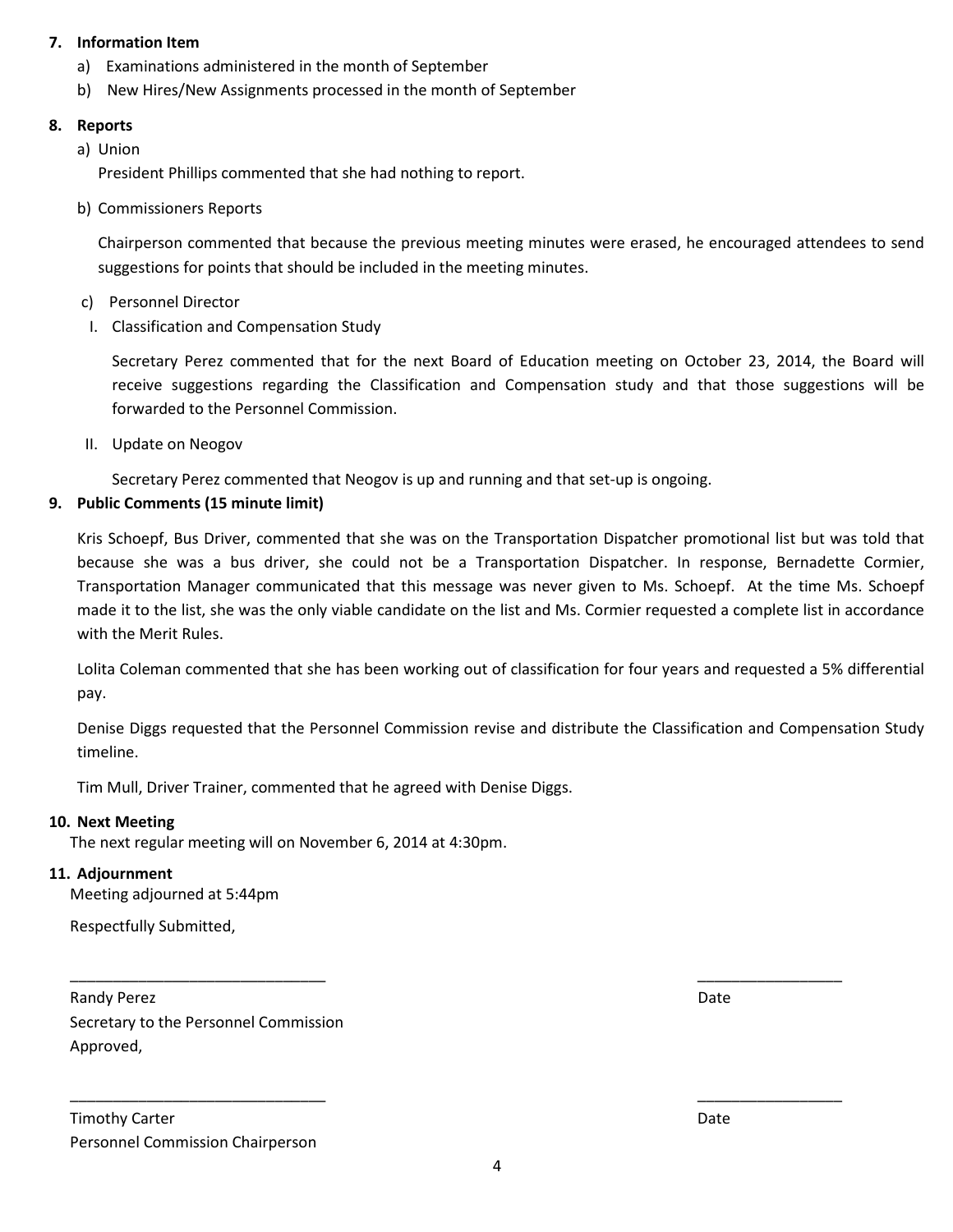**7. Information Item**

a) Examinations administered in the month of September

b) New Hires/New Assignments processed in the month of September

**8. Reports**

a) Union

President Phillips commented that she had nothing to report.

b) Commissioners Reports

Chairperson commented that because the previous meeting minutes were erased, he encouraged attendees to send suggestions for points that should be included in the meeting minutes.

c) Personnel Director

I. Classification and Compensation Study

Secretary Perez commented that for the next Board of Education meeting on October 23, 2014, the Board will receive suggestions regarding the Classification and Compensation study and that those suggestions will be forwarded to the Personnel Commission.

II. Update on Neogov

Secretary Perez commented that Neogov is up and running and that set-up is ongoing.

**9. Public Comments (15 minute limit)**

Kris Schoepf, Bus Driver, commented that she was on the Transportation Dispatcher promotional list but was told that because she was a bus driver, she could not be a Transportation Dispatcher. In response, Bernadette Cormier, Transportation Manager communicated that this message was never given to Ms. Schoepf. At the time Ms. Schoepf made it to the list, she was the only viable candidate on the list and Ms. Cormier requested a complete list in accordance with the Merit Rules.

Lolita Coleman commented that she has been working out of classification for four years and requested a 5% differential pay.

Denise Diggs requested that the Personnel Commission revise and distribute the Classification and Compensation Study timeline.

Tim Mull, Driver Trainer, commented that he agreed with Denise Diggs.

**10. Next Meeting**

The next regular meeting will on November 6, 2014 at 4:30pm.

**11. Adjournment**

Meeting adjourned at 5:44pm

Respectfully Submitted,

_______________________________ _________________

Randy Perez Date

Secretary to the Personnel Commission

Approved,

_______________________________ _________________

Timothy Carter Date

Personnel Commission Chairperson